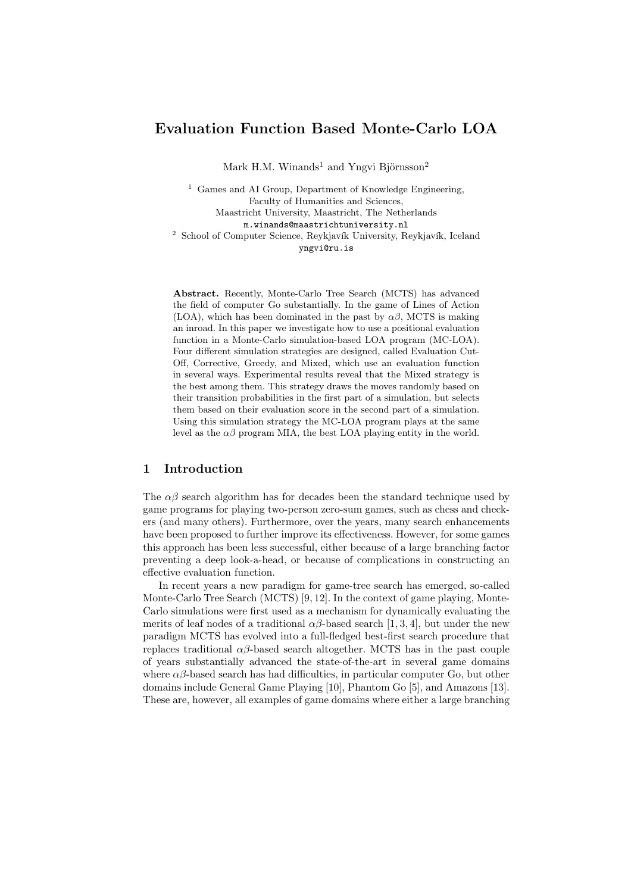# Evaluation Function Based Monte-Carlo LOA

Mark H.M. Winands[1] and Yngvi Björnsson[2]

[1] Games and AI Group, Department of Knowledge Engineering,
Faculty of Humanities and Sciences,
Maastricht University, Maastricht, The Netherlands
m.winands@maastrichtuniversity.nl

[2] School of Computer Science, Reykjavík University, Reykjavík, Iceland
yngvi@ru.is

**Abstract.** Recently, Monte-Carlo Tree Search (MCTS) has advanced the field of computer Go substantially. In the game of Lines of Action (LOA), which has been dominated in the past by $\alpha\beta$, MCTS is making an inroad. In this paper we investigate how to use a positional evaluation function in a Monte-Carlo simulation-based LOA program (MC-LOA). Four different simulation strategies are designed, called Evaluation Cut-Off, Corrective, Greedy, and Mixed, which use an evaluation function in several ways. Experimental results reveal that the Mixed strategy is the best among them. This strategy draws the moves randomly based on their transition probabilities in the first part of a simulation, but selects them based on their evaluation score in the second part of a simulation. Using this simulation strategy the MC-LOA program plays at the same level as the $\alpha\beta$ program MIA, the best LOA playing entity in the world.

## 1 Introduction

The $\alpha\beta$ search algorithm has for decades been the standard technique used by game programs for playing two-person zero-sum games, such as chess and checkers (and many others). Furthermore, over the years, many search enhancements have been proposed to further improve its effectiveness. However, for some games this approach has been less successful, either because of a large branching factor preventing a deep look-a-head, or because of complications in constructing an effective evaluation function.

In recent years a new paradigm for game-tree search has emerged, so-called Monte-Carlo Tree Search (MCTS) [9, 12]. In the context of game playing, Monte-Carlo simulations were first used as a mechanism for dynamically evaluating the merits of leaf nodes of a traditional $\alpha\beta$-based search [1, 3, 4], but under the new paradigm MCTS has evolved into a full-fledged best-first search procedure that replaces traditional $\alpha\beta$-based search altogether. MCTS has in the past couple of years substantially advanced the state-of-the-art in several game domains where $\alpha\beta$-based search has had difficulties, in particular computer Go, but other domains include General Game Playing [10], Phantom Go [5], and Amazons [13]. These are, however, all examples of game domains where either a large branching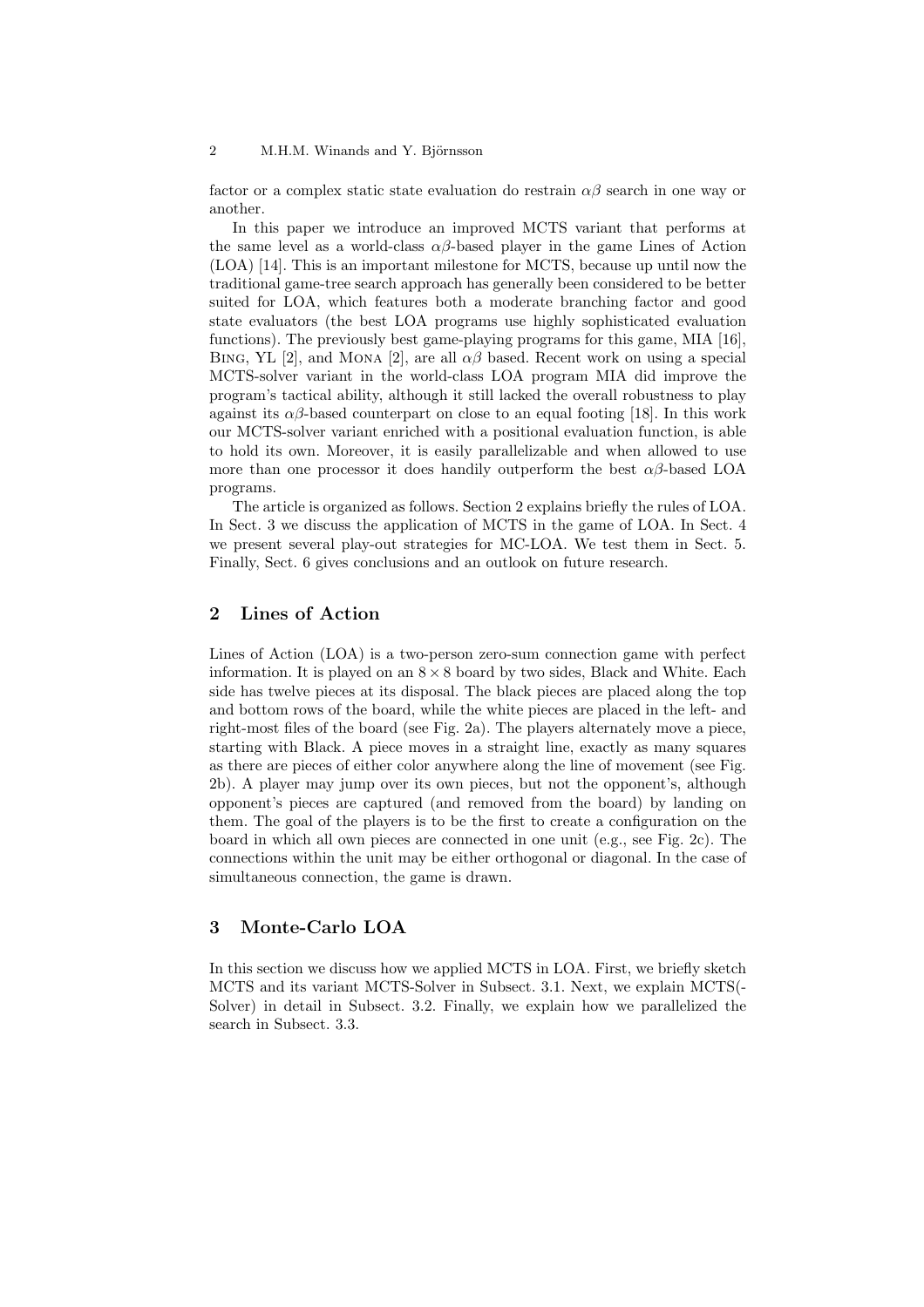factor or a complex static state evaluation do restrain $\alpha\beta$ search in one way or another.

In this paper we introduce an improved MCTS variant that performs at the same level as a world-class $\alpha\beta$-based player in the game Lines of Action (LOA) [14]. This is an important milestone for MCTS, because up until now the traditional game-tree search approach has generally been considered to be better suited for LOA, which features both a moderate branching factor and good state evaluators (the best LOA programs use highly sophisticated evaluation functions). The previously best game-playing programs for this game, MIA [16], BING, YL [2], and MONA [2], are all $\alpha\beta$ based. Recent work on using a special MCTS-solver variant in the world-class LOA program MIA did improve the program's tactical ability, although it still lacked the overall robustness to play against its $\alpha\beta$-based counterpart on close to an equal footing [18]. In this work our MCTS-solver variant enriched with a positional evaluation function, is able to hold its own. Moreover, it is easily parallelizable and when allowed to use more than one processor it does handily outperform the best $\alpha\beta$-based LOA programs.

The article is organized as follows. Section 2 explains briefly the rules of LOA. In Sect. 3 we discuss the application of MCTS in the game of LOA. In Sect. 4 we present several play-out strategies for MC-LOA. We test them in Sect. 5. Finally, Sect. 6 gives conclusions and an outlook on future research.

## 2 Lines of Action

Lines of Action (LOA) is a two-person zero-sum connection game with perfect information. It is played on an $8 \times 8$ board by two sides, Black and White. Each side has twelve pieces at its disposal. The black pieces are placed along the top and bottom rows of the board, while the white pieces are placed in the left- and right-most files of the board (see Fig. 2a). The players alternately move a piece, starting with Black. A piece moves in a straight line, exactly as many squares as there are pieces of either color anywhere along the line of movement (see Fig. 2b). A player may jump over its own pieces, but not the opponent's, although opponent's pieces are captured (and removed from the board) by landing on them. The goal of the players is to be the first to create a configuration on the board in which all own pieces are connected in one unit (e.g., see Fig. 2c). The connections within the unit may be either orthogonal or diagonal. In the case of simultaneous connection, the game is drawn.

## 3 Monte-Carlo LOA

In this section we discuss how we applied MCTS in LOA. First, we briefly sketch MCTS and its variant MCTS-Solver in Subsect. 3.1. Next, we explain MCTS(-Solver) in detail in Subsect. 3.2. Finally, we explain how we parallelized the search in Subsect. 3.3.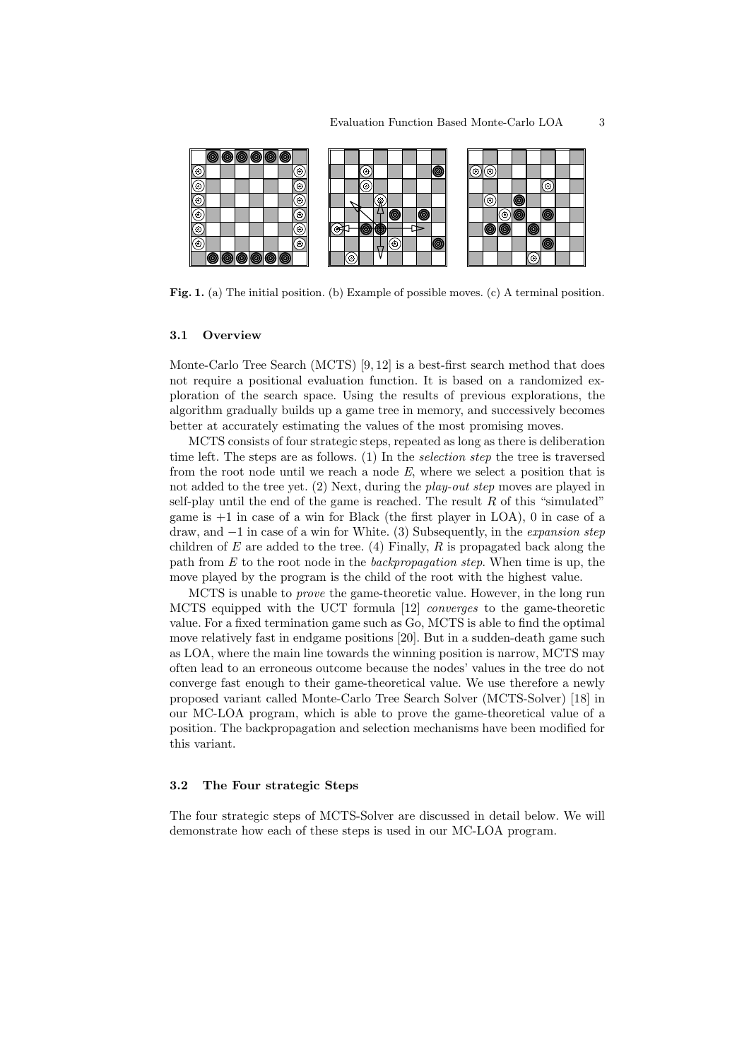**Fig. 1.** (a) The initial position. (b) Example of possible moves. (c) A terminal position.

### 3.1 Overview

Monte-Carlo Tree Search (MCTS) [9, 12] is a best-first search method that does not require a positional evaluation function. It is based on a randomized exploration of the search space. Using the results of previous explorations, the algorithm gradually builds up a game tree in memory, and successively becomes better at accurately estimating the values of the most promising moves.

MCTS consists of four strategic steps, repeated as long as there is deliberation time left. The steps are as follows. (1) In the *selection step* the tree is traversed from the root node until we reach a node $E$, where we select a position that is not added to the tree yet. (2) Next, during the *play-out step* moves are played in self-play until the end of the game is reached. The result $R$ of this "simulated" game is $+1$ in case of a win for Black (the first player in LOA), 0 in case of a draw, and $-1$ in case of a win for White. (3) Subsequently, in the *expansion step* children of $E$ are added to the tree. (4) Finally, $R$ is propagated back along the path from $E$ to the root node in the *backpropagation step*. When time is up, the move played by the program is the child of the root with the highest value.

MCTS is unable to *prove* the game-theoretic value. However, in the long run MCTS equipped with the UCT formula [12] *converges* to the game-theoretic value. For a fixed termination game such as Go, MCTS is able to find the optimal move relatively fast in endgame positions [20]. But in a sudden-death game such as LOA, where the main line towards the winning position is narrow, MCTS may often lead to an erroneous outcome because the nodes' values in the tree do not converge fast enough to their game-theoretical value. We use therefore a newly proposed variant called Monte-Carlo Tree Search Solver (MCTS-Solver) [18] in our MC-LOA program, which is able to prove the game-theoretical value of a position. The backpropagation and selection mechanisms have been modified for this variant.

### 3.2 The Four strategic Steps

The four strategic steps of MCTS-Solver are discussed in detail below. We will demonstrate how each of these steps is used in our MC-LOA program.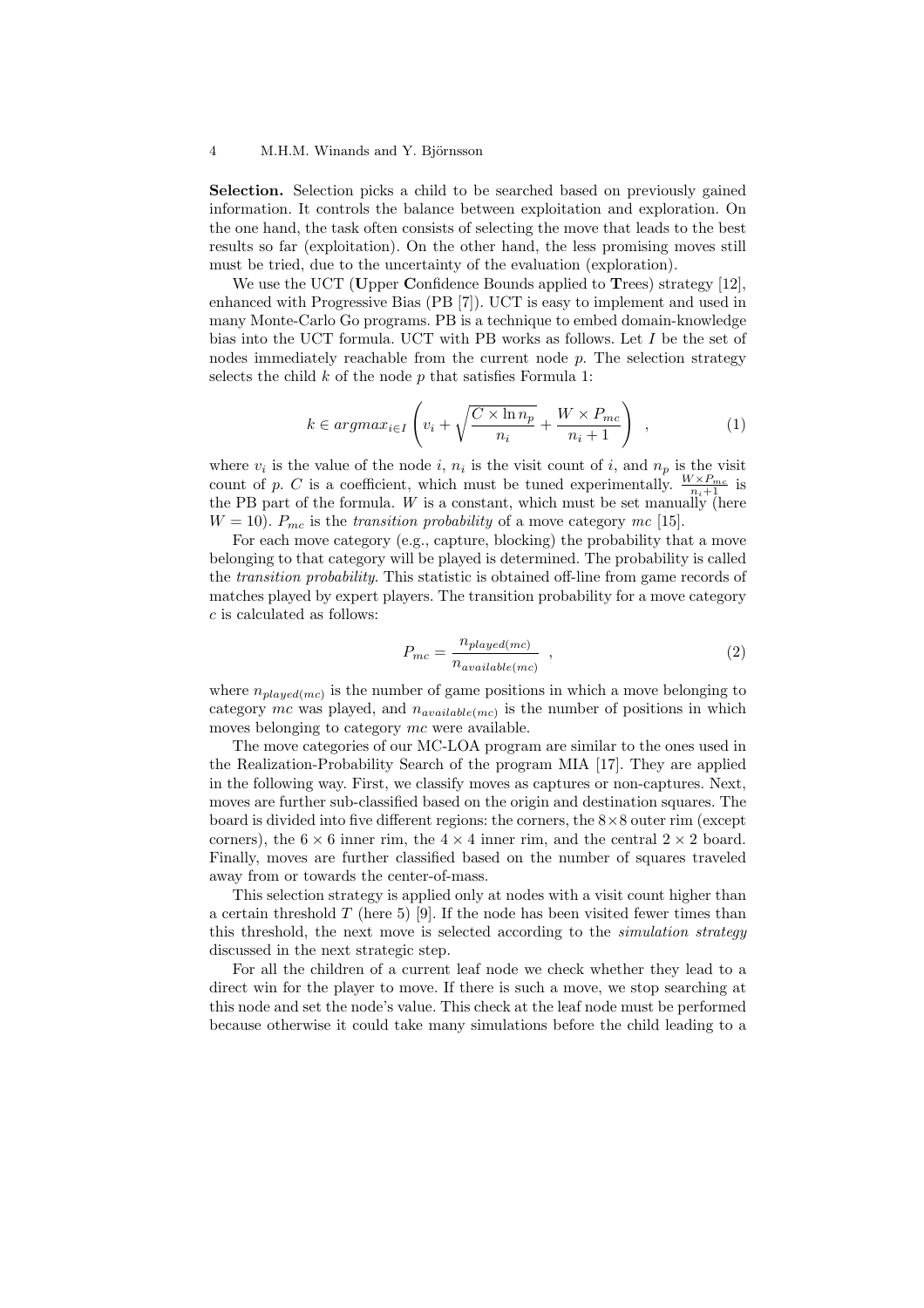**Selection.** Selection picks a child to be searched based on previously gained information. It controls the balance between exploitation and exploration. On the one hand, the task often consists of selecting the move that leads to the best results so far (exploitation). On the other hand, the less promising moves still must be tried, due to the uncertainty of the evaluation (exploration).

We use the UCT (**U**pper **C**onfidence Bounds applied to **T**rees) strategy [12], enhanced with Progressive Bias (PB [7]). UCT is easy to implement and used in many Monte-Carlo Go programs. PB is a technique to embed domain-knowledge bias into the UCT formula. UCT with PB works as follows. Let $I$ be the set of nodes immediately reachable from the current node $p$. The selection strategy selects the child $k$ of the node $p$ that satisfies Formula 1:

$$k \in argmax_{i \in I} \left( v_i + \sqrt{\frac{C \times \ln n_p}{n_i}} + \frac{W \times P_{mc}}{n_i + 1} \right) \ , \tag{1}$$

where $v_i$ is the value of the node $i$, $n_i$ is the visit count of $i$, and $n_p$ is the visit count of $p$. $C$ is a coefficient, which must be tuned experimentally. $\frac{W \times P_{mc}}{n_i+1}$ is the PB part of the formula. $W$ is a constant, which must be set manually (here $W = 10$). $P_{mc}$ is the *transition probability* of a move category $mc$ [15].

For each move category (e.g., capture, blocking) the probability that a move belonging to that category will be played is determined. The probability is called the *transition probability*. This statistic is obtained off-line from game records of matches played by expert players. The transition probability for a move category $c$ is calculated as follows:

$$P_{mc} = \frac{n_{played(mc)}}{n_{available(mc)}} \ , \tag{2}$$

where $n_{played(mc)}$ is the number of game positions in which a move belonging to category $mc$ was played, and $n_{available(mc)}$ is the number of positions in which moves belonging to category $mc$ were available.

The move categories of our MC-LOA program are similar to the ones used in the Realization-Probability Search of the program MIA [17]. They are applied in the following way. First, we classify moves as captures or non-captures. Next, moves are further sub-classified based on the origin and destination squares. The board is divided into five different regions: the corners, the $8 \times 8$ outer rim (except corners), the $6 \times 6$ inner rim, the $4 \times 4$ inner rim, and the central $2 \times 2$ board. Finally, moves are further classified based on the number of squares traveled away from or towards the center-of-mass.

This selection strategy is applied only at nodes with a visit count higher than a certain threshold $T$ (here 5) [9]. If the node has been visited fewer times than this threshold, the next move is selected according to the *simulation strategy* discussed in the next strategic step.

For all the children of a current leaf node we check whether they lead to a direct win for the player to move. If there is such a move, we stop searching at this node and set the node's value. This check at the leaf node must be performed because otherwise it could take many simulations before the child leading to a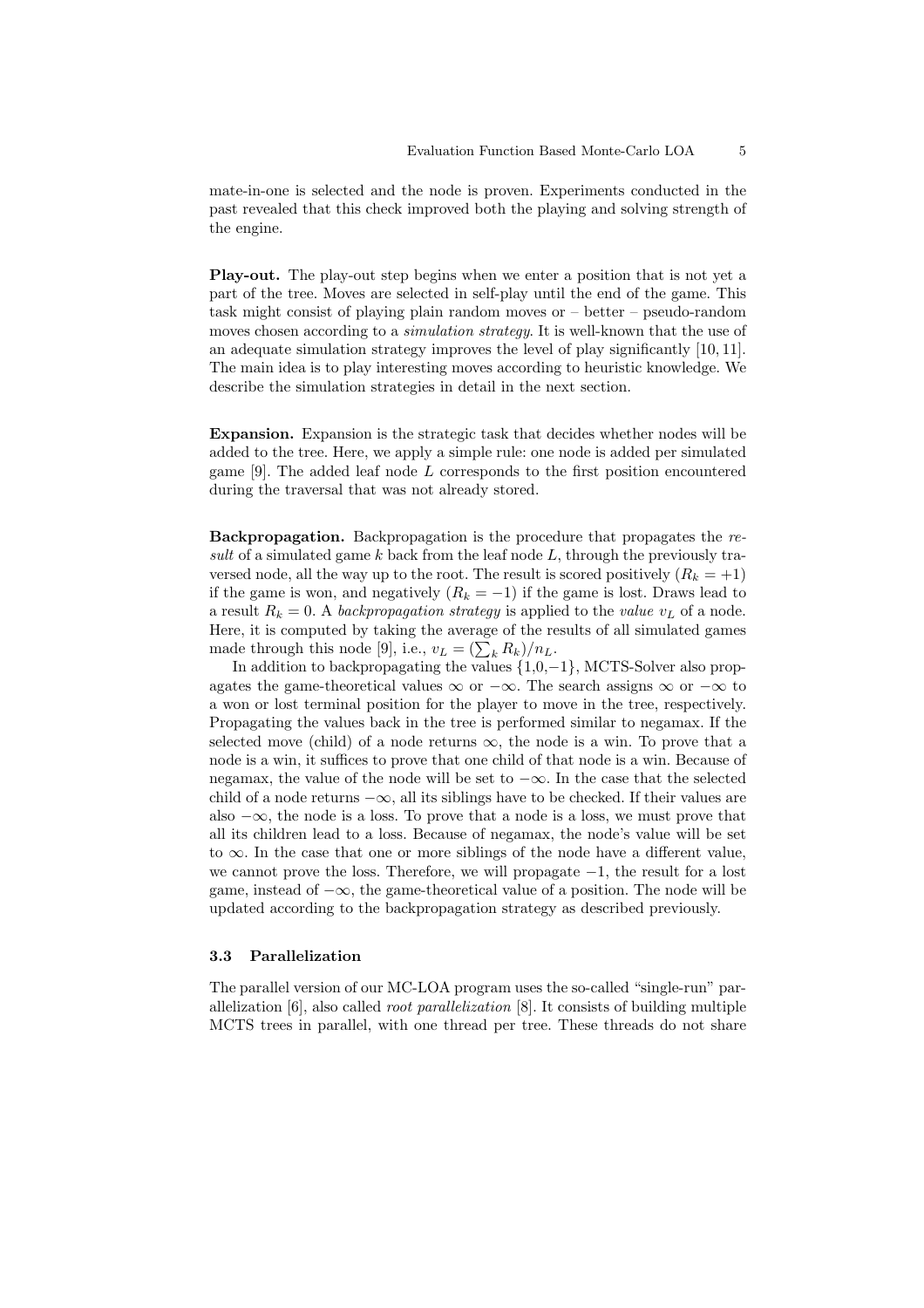mate-in-one is selected and the node is proven. Experiments conducted in the past revealed that this check improved both the playing and solving strength of the engine.

**Play-out.** The play-out step begins when we enter a position that is not yet a part of the tree. Moves are selected in self-play until the end of the game. This task might consist of playing plain random moves or – better – pseudo-random moves chosen according to a *simulation strategy*. It is well-known that the use of an adequate simulation strategy improves the level of play significantly [10, 11]. The main idea is to play interesting moves according to heuristic knowledge. We describe the simulation strategies in detail in the next section.

**Expansion.** Expansion is the strategic task that decides whether nodes will be added to the tree. Here, we apply a simple rule: one node is added per simulated game [9]. The added leaf node $L$ corresponds to the first position encountered during the traversal that was not already stored.

**Backpropagation.** Backpropagation is the procedure that propagates the *result* of a simulated game $k$ back from the leaf node $L$, through the previously traversed node, all the way up to the root. The result is scored positively ($R_k = +1$) if the game is won, and negatively ($R_k = -1$) if the game is lost. Draws lead to a result $R_k = 0$. A *backpropagation strategy* is applied to the *value* $v_L$ of a node. Here, it is computed by taking the average of the results of all simulated games made through this node [9], i.e., $v_L = (\sum_k R_k)/n_L$.

In addition to backpropagating the values $\{1,0,-1\}$, MCTS-Solver also propagates the game-theoretical values $\infty$ or $-\infty$. The search assigns $\infty$ or $-\infty$ to a won or lost terminal position for the player to move in the tree, respectively. Propagating the values back in the tree is performed similar to negamax. If the selected move (child) of a node returns $\infty$, the node is a win. To prove that a node is a win, it suffices to prove that one child of that node is a win. Because of negamax, the value of the node will be set to $-\infty$. In the case that the selected child of a node returns $-\infty$, all its siblings have to be checked. If their values are also $-\infty$, the node is a loss. To prove that a node is a loss, we must prove that all its children lead to a loss. Because of negamax, the node's value will be set to $\infty$. In the case that one or more siblings of the node have a different value, we cannot prove the loss. Therefore, we will propagate $-1$, the result for a lost game, instead of $-\infty$, the game-theoretical value of a position. The node will be updated according to the backpropagation strategy as described previously.

### 3.3 Parallelization

The parallel version of our MC-LOA program uses the so-called "single-run" parallelization [6], also called *root parallelization* [8]. It consists of building multiple MCTS trees in parallel, with one thread per tree. These threads do not share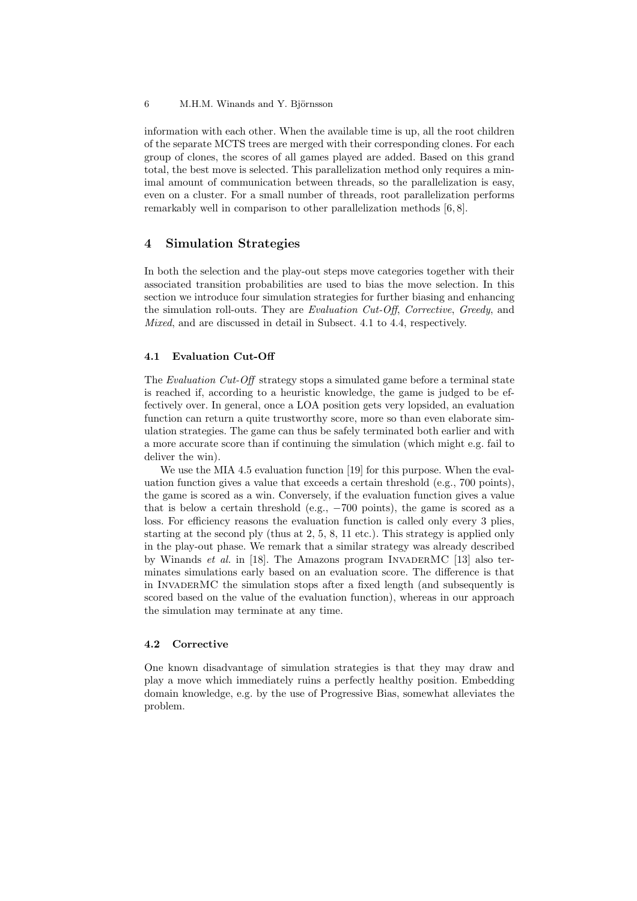information with each other. When the available time is up, all the root children of the separate MCTS trees are merged with their corresponding clones. For each group of clones, the scores of all games played are added. Based on this grand total, the best move is selected. This parallelization method only requires a minimal amount of communication between threads, so the parallelization is easy, even on a cluster. For a small number of threads, root parallelization performs remarkably well in comparison to other parallelization methods [6, 8].

## 4 Simulation Strategies

In both the selection and the play-out steps move categories together with their associated transition probabilities are used to bias the move selection. In this section we introduce four simulation strategies for further biasing and enhancing the simulation roll-outs. They are *Evaluation Cut-Off*, *Corrective*, *Greedy*, and *Mixed*, and are discussed in detail in Subsect. 4.1 to 4.4, respectively.

### 4.1 Evaluation Cut-Off

The *Evaluation Cut-Off* strategy stops a simulated game before a terminal state is reached if, according to a heuristic knowledge, the game is judged to be effectively over. In general, once a LOA position gets very lopsided, an evaluation function can return a quite trustworthy score, more so than even elaborate simulation strategies. The game can thus be safely terminated both earlier and with a more accurate score than if continuing the simulation (which might e.g. fail to deliver the win).

We use the MIA 4.5 evaluation function [19] for this purpose. When the evaluation function gives a value that exceeds a certain threshold (e.g., 700 points), the game is scored as a win. Conversely, if the evaluation function gives a value that is below a certain threshold (e.g., −700 points), the game is scored as a loss. For efficiency reasons the evaluation function is called only every 3 plies, starting at the second ply (thus at 2, 5, 8, 11 etc.). This strategy is applied only in the play-out phase. We remark that a similar strategy was already described by Winands *et al.* in [18]. The Amazons program InvaderMC [13] also terminates simulations early based on an evaluation score. The difference is that in InvaderMC the simulation stops after a fixed length (and subsequently is scored based on the value of the evaluation function), whereas in our approach the simulation may terminate at any time.

### 4.2 Corrective

One known disadvantage of simulation strategies is that they may draw and play a move which immediately ruins a perfectly healthy position. Embedding domain knowledge, e.g. by the use of Progressive Bias, somewhat alleviates the problem.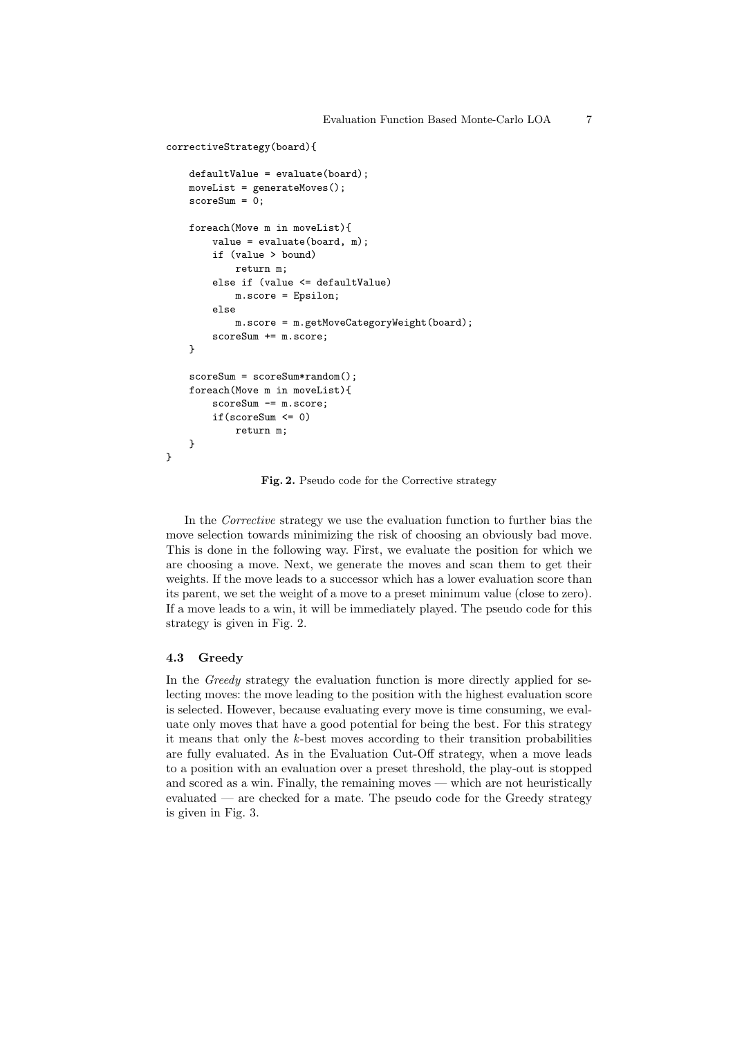```
correctiveStrategy(board){

    defaultValue = evaluate(board);
    moveList = generateMoves();
    scoreSum = 0;

    foreach(Move m in moveList){
        value = evaluate(board, m);
        if (value > bound)
            return m;
        else if (value <= defaultValue)
            m.score = Epsilon;
        else
            m.score = m.getMoveCategoryWeight(board);
        scoreSum += m.score;
    }

    scoreSum = scoreSum*random();
    foreach(Move m in moveList){
        scoreSum -= m.score;
        if(scoreSum <= 0)
            return m;
    }
}
```

**Fig. 2.** Pseudo code for the Corrective strategy

In the *Corrective* strategy we use the evaluation function to further bias the move selection towards minimizing the risk of choosing an obviously bad move. This is done in the following way. First, we evaluate the position for which we are choosing a move. Next, we generate the moves and scan them to get their weights. If the move leads to a successor which has a lower evaluation score than its parent, we set the weight of a move to a preset minimum value (close to zero). If a move leads to a win, it will be immediately played. The pseudo code for this strategy is given in Fig. 2.

### 4.3 Greedy

In the *Greedy* strategy the evaluation function is more directly applied for selecting moves: the move leading to the position with the highest evaluation score is selected. However, because evaluating every move is time consuming, we evaluate only moves that have a good potential for being the best. For this strategy it means that only the $k$-best moves according to their transition probabilities are fully evaluated. As in the Evaluation Cut-Off strategy, when a move leads to a position with an evaluation over a preset threshold, the play-out is stopped and scored as a win. Finally, the remaining moves — which are not heuristically evaluated — are checked for a mate. The pseudo code for the Greedy strategy is given in Fig. 3.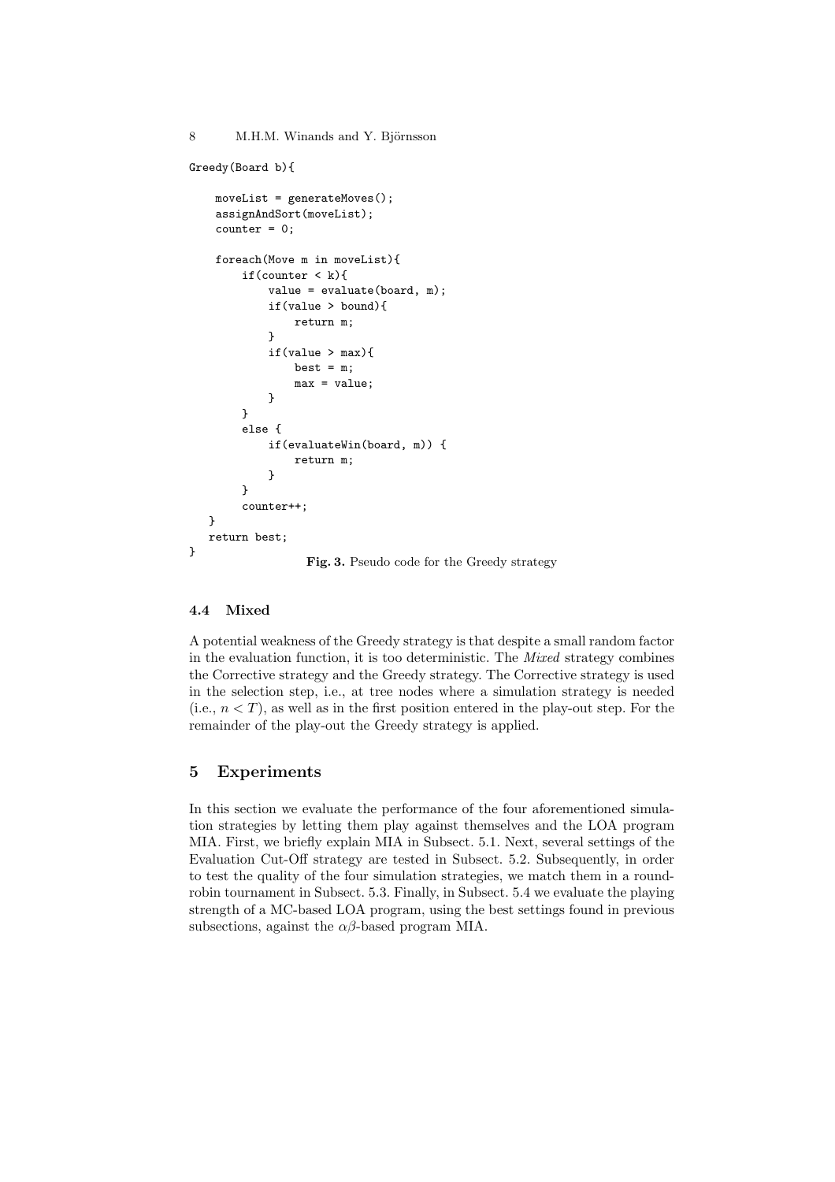```
Greedy(Board b){

    moveList = generateMoves();
    assignAndSort(moveList);
    counter = 0;

    foreach(Move m in moveList){
        if(counter < k){
            value = evaluate(board, m);
            if(value > bound){
                return m;
            }
            if(value > max){
                best = m;
                max = value;
            }
        }
        else {
            if(evaluateWin(board, m)) {
                return m;
            }
        }
        counter++;
   }
   return best;
}
```

**Fig. 3.** Pseudo code for the Greedy strategy

### 4.4 Mixed

A potential weakness of the Greedy strategy is that despite a small random factor in the evaluation function, it is too deterministic. The *Mixed* strategy combines the Corrective strategy and the Greedy strategy. The Corrective strategy is used in the selection step, i.e., at tree nodes where a simulation strategy is needed (i.e., $n < T$), as well as in the first position entered in the play-out step. For the remainder of the play-out the Greedy strategy is applied.

## 5 Experiments

In this section we evaluate the performance of the four aforementioned simulation strategies by letting them play against themselves and the LOA program MIA. First, we briefly explain MIA in Subsect. 5.1. Next, several settings of the Evaluation Cut-Off strategy are tested in Subsect. 5.2. Subsequently, in order to test the quality of the four simulation strategies, we match them in a round-robin tournament in Subsect. 5.3. Finally, in Subsect. 5.4 we evaluate the playing strength of a MC-based LOA program, using the best settings found in previous subsections, against the $\alpha\beta$-based program MIA.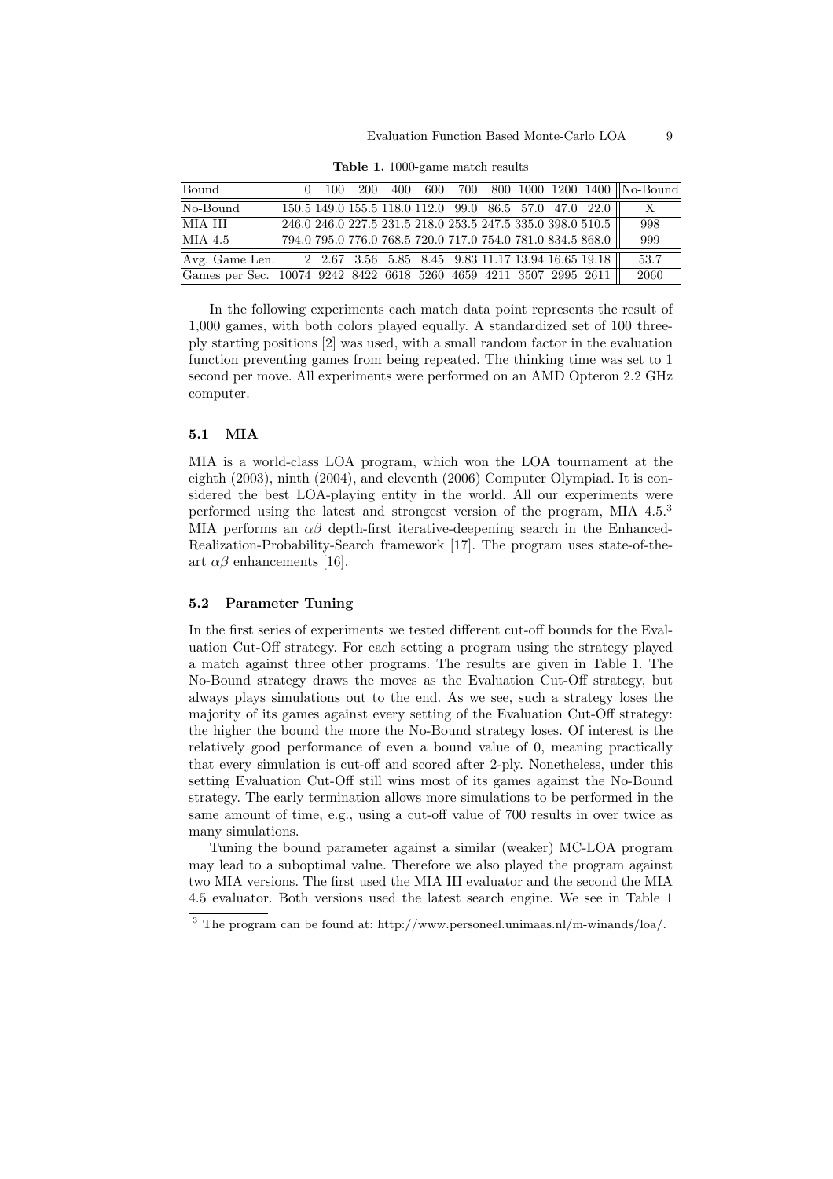**Table 1.** 1000-game match results

| Bound | 0 | 100 | 200 | 400 | 600 | 700 | 800 | 1000 | 1200 | 1400 | No-Bound |
|---|---|---|---|---|---|---|---|---|---|---|---|
| No-Bound | 150.5 | 149.0 | 155.5 | 118.0 | 112.0 | 99.0 | 86.5 | 57.0 | 47.0 | 22.0 | X |
| MIA III | 246.0 | 246.0 | 227.5 | 231.5 | 218.0 | 253.5 | 247.5 | 335.0 | 398.0 | 510.5 | 998 |
| MIA 4.5 | 794.0 | 795.0 | 776.0 | 768.5 | 720.0 | 717.0 | 754.0 | 781.0 | 834.5 | 868.0 | 999 |
| Avg. Game Len. | 2 | 2.67 | 3.56 | 5.85 | 8.45 | 9.83 | 11.17 | 13.94 | 16.65 | 19.18 | 53.7 |
| Games per Sec. | 10074 | 9242 | 8422 | 6618 | 5260 | 4659 | 4211 | 3507 | 2995 | 2611 | 2060 |

In the following experiments each match data point represents the result of 1,000 games, with both colors played equally. A standardized set of 100 three-ply starting positions [2] was used, with a small random factor in the evaluation function preventing games from being repeated. The thinking time was set to 1 second per move. All experiments were performed on an AMD Opteron 2.2 GHz computer.

### 5.1 MIA

MIA is a world-class LOA program, which won the LOA tournament at the eighth (2003), ninth (2004), and eleventh (2006) Computer Olympiad. It is considered the best LOA-playing entity in the world. All our experiments were performed using the latest and strongest version of the program, MIA 4.5.[3] MIA performs an $\alpha\beta$ depth-first iterative-deepening search in the Enhanced-Realization-Probability-Search framework [17]. The program uses state-of-the-art $\alpha\beta$ enhancements [16].

### 5.2 Parameter Tuning

In the first series of experiments we tested different cut-off bounds for the Evaluation Cut-Off strategy. For each setting a program using the strategy played a match against three other programs. The results are given in Table 1. The No-Bound strategy draws the moves as the Evaluation Cut-Off strategy, but always plays simulations out to the end. As we see, such a strategy loses the majority of its games against every setting of the Evaluation Cut-Off strategy: the higher the bound the more the No-Bound strategy loses. Of interest is the relatively good performance of even a bound value of 0, meaning practically that every simulation is cut-off and scored after 2-ply. Nonetheless, under this setting Evaluation Cut-Off still wins most of its games against the No-Bound strategy. The early termination allows more simulations to be performed in the same amount of time, e.g., using a cut-off value of 700 results in over twice as many simulations.

Tuning the bound parameter against a similar (weaker) MC-LOA program may lead to a suboptimal value. Therefore we also played the program against two MIA versions. The first used the MIA III evaluator and the second the MIA 4.5 evaluator. Both versions used the latest search engine. We see in Table 1

[3] The program can be found at: http://www.personeel.unimaas.nl/m-winands/loa/.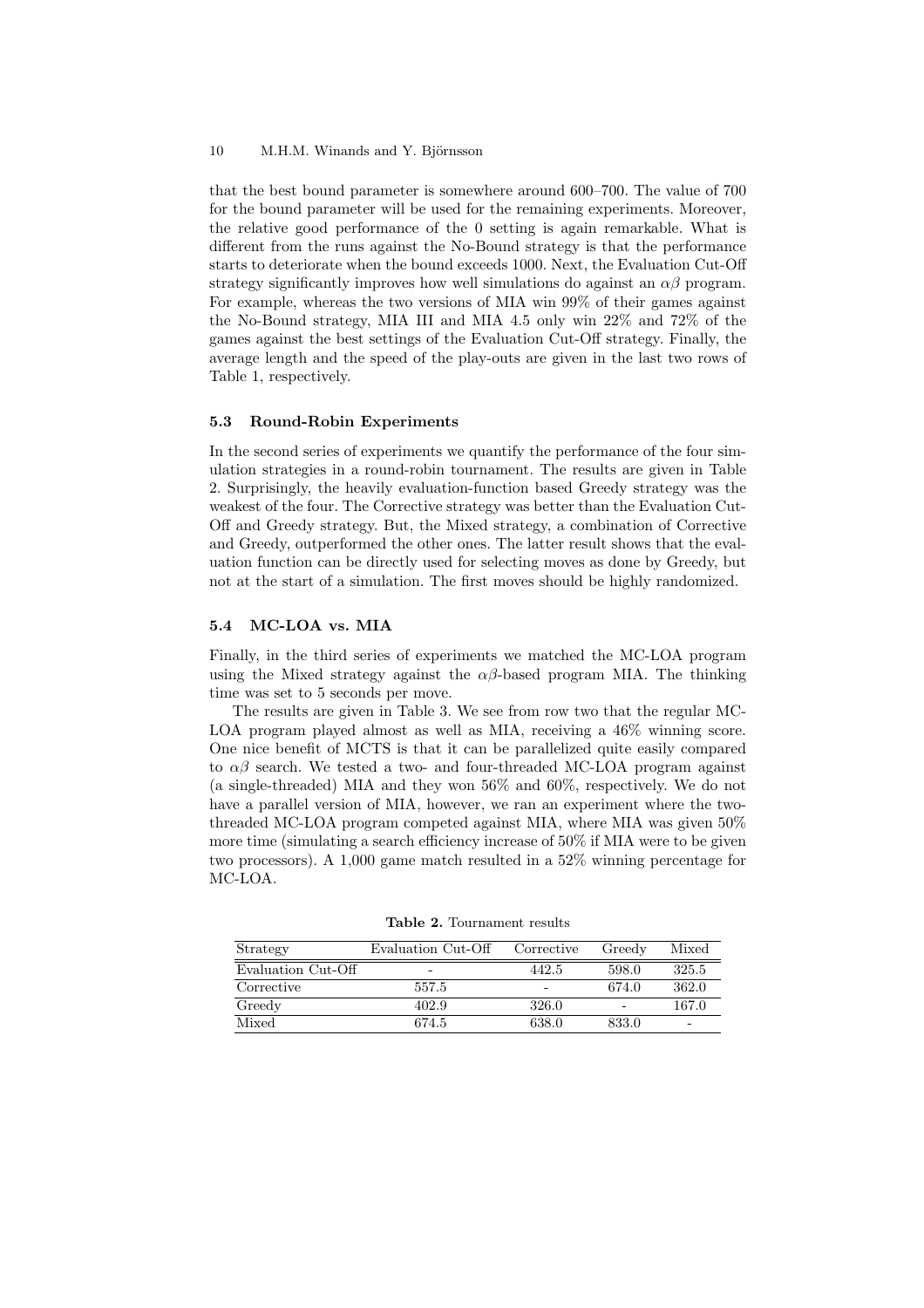that the best bound parameter is somewhere around 600–700. The value of 700 for the bound parameter will be used for the remaining experiments. Moreover, the relative good performance of the 0 setting is again remarkable. What is different from the runs against the No-Bound strategy is that the performance starts to deteriorate when the bound exceeds 1000. Next, the Evaluation Cut-Off strategy significantly improves how well simulations do against an $\alpha\beta$ program. For example, whereas the two versions of MIA win 99% of their games against the No-Bound strategy, MIA III and MIA 4.5 only win 22% and 72% of the games against the best settings of the Evaluation Cut-Off strategy. Finally, the average length and the speed of the play-outs are given in the last two rows of Table 1, respectively.

### 5.3 Round-Robin Experiments

In the second series of experiments we quantify the performance of the four simulation strategies in a round-robin tournament. The results are given in Table 2. Surprisingly, the heavily evaluation-function based Greedy strategy was the weakest of the four. The Corrective strategy was better than the Evaluation Cut-Off and Greedy strategy. But, the Mixed strategy, a combination of Corrective and Greedy, outperformed the other ones. The latter result shows that the evaluation function can be directly used for selecting moves as done by Greedy, but not at the start of a simulation. The first moves should be highly randomized.

### 5.4 MC-LOA vs. MIA

Finally, in the third series of experiments we matched the MC-LOA program using the Mixed strategy against the $\alpha\beta$-based program MIA. The thinking time was set to 5 seconds per move.

The results are given in Table 3. We see from row two that the regular MC-LOA program played almost as well as MIA, receiving a 46% winning score. One nice benefit of MCTS is that it can be parallelized quite easily compared to $\alpha\beta$ search. We tested a two- and four-threaded MC-LOA program against (a single-threaded) MIA and they won 56% and 60%, respectively. We do not have a parallel version of MIA, however, we ran an experiment where the two-threaded MC-LOA program competed against MIA, where MIA was given 50% more time (simulating a search efficiency increase of 50% if MIA were to be given two processors). A 1,000 game match resulted in a 52% winning percentage for MC-LOA.

**Table 2.** Tournament results

| Strategy | Evaluation Cut-Off | Corrective | Greedy | Mixed |
|---|---|---|---|---|
| Evaluation Cut-Off | - | 442.5 | 598.0 | 325.5 |
| Corrective | 557.5 | - | 674.0 | 362.0 |
| Greedy | 402.9 | 326.0 | - | 167.0 |
| Mixed | 674.5 | 638.0 | 833.0 | - |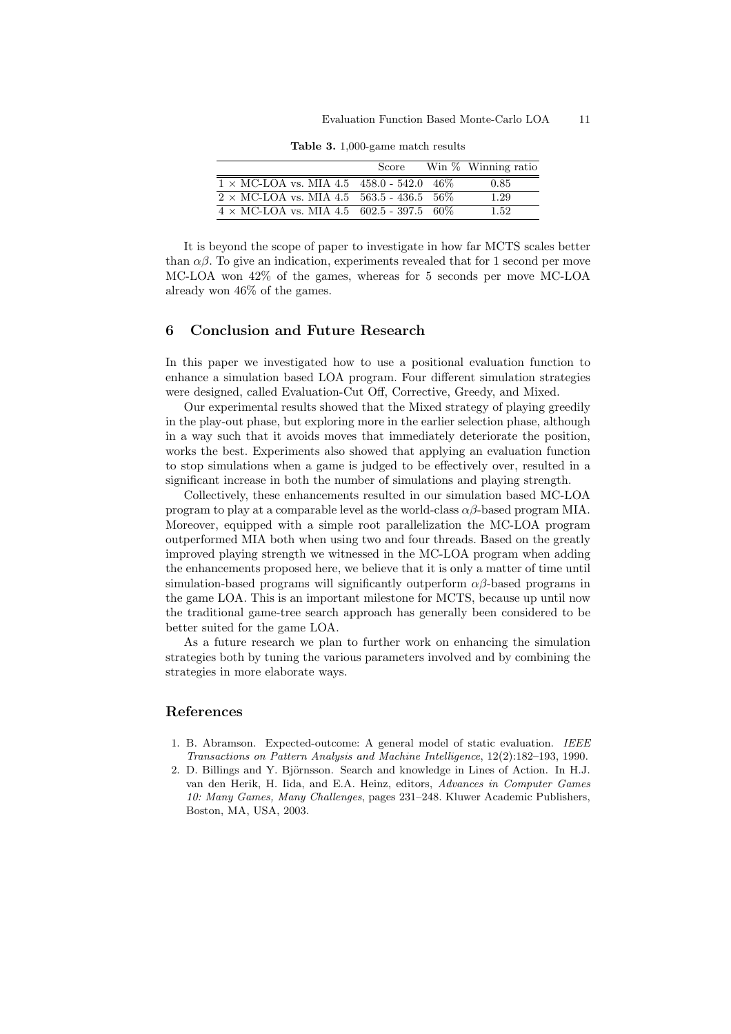**Table 3.** 1,000-game match results

| | Score | Win % | Winning ratio |
|---|---|---|---|
| 1 × MC-LOA vs. MIA 4.5 | 458.0 - 542.0 | 46% | 0.85 |
| 2 × MC-LOA vs. MIA 4.5 | 563.5 - 436.5 | 56% | 1.29 |
| 4 × MC-LOA vs. MIA 4.5 | 602.5 - 397.5 | 60% | 1.52 |

It is beyond the scope of paper to investigate in how far MCTS scales better than $\alpha\beta$. To give an indication, experiments revealed that for 1 second per move MC-LOA won 42% of the games, whereas for 5 seconds per move MC-LOA already won 46% of the games.

## 6 Conclusion and Future Research

In this paper we investigated how to use a positional evaluation function to enhance a simulation based LOA program. Four different simulation strategies were designed, called Evaluation-Cut Off, Corrective, Greedy, and Mixed.

Our experimental results showed that the Mixed strategy of playing greedily in the play-out phase, but exploring more in the earlier selection phase, although in a way such that it avoids moves that immediately deteriorate the position, works the best. Experiments also showed that applying an evaluation function to stop simulations when a game is judged to be effectively over, resulted in a significant increase in both the number of simulations and playing strength.

Collectively, these enhancements resulted in our simulation based MC-LOA program to play at a comparable level as the world-class $\alpha\beta$-based program MIA. Moreover, equipped with a simple root parallelization the MC-LOA program outperformed MIA both when using two and four threads. Based on the greatly improved playing strength we witnessed in the MC-LOA program when adding the enhancements proposed here, we believe that it is only a matter of time until simulation-based programs will significantly outperform $\alpha\beta$-based programs in the game LOA. This is an important milestone for MCTS, because up until now the traditional game-tree search approach has generally been considered to be better suited for the game LOA.

As a future research we plan to further work on enhancing the simulation strategies both by tuning the various parameters involved and by combining the strategies in more elaborate ways.

## References

1. B. Abramson. Expected-outcome: A general model of static evaluation. *IEEE Transactions on Pattern Analysis and Machine Intelligence*, 12(2):182–193, 1990.
2. D. Billings and Y. Björnsson. Search and knowledge in Lines of Action. In H.J. van den Herik, H. Iida, and E.A. Heinz, editors, *Advances in Computer Games 10: Many Games, Many Challenges*, pages 231–248. Kluwer Academic Publishers, Boston, MA, USA, 2003.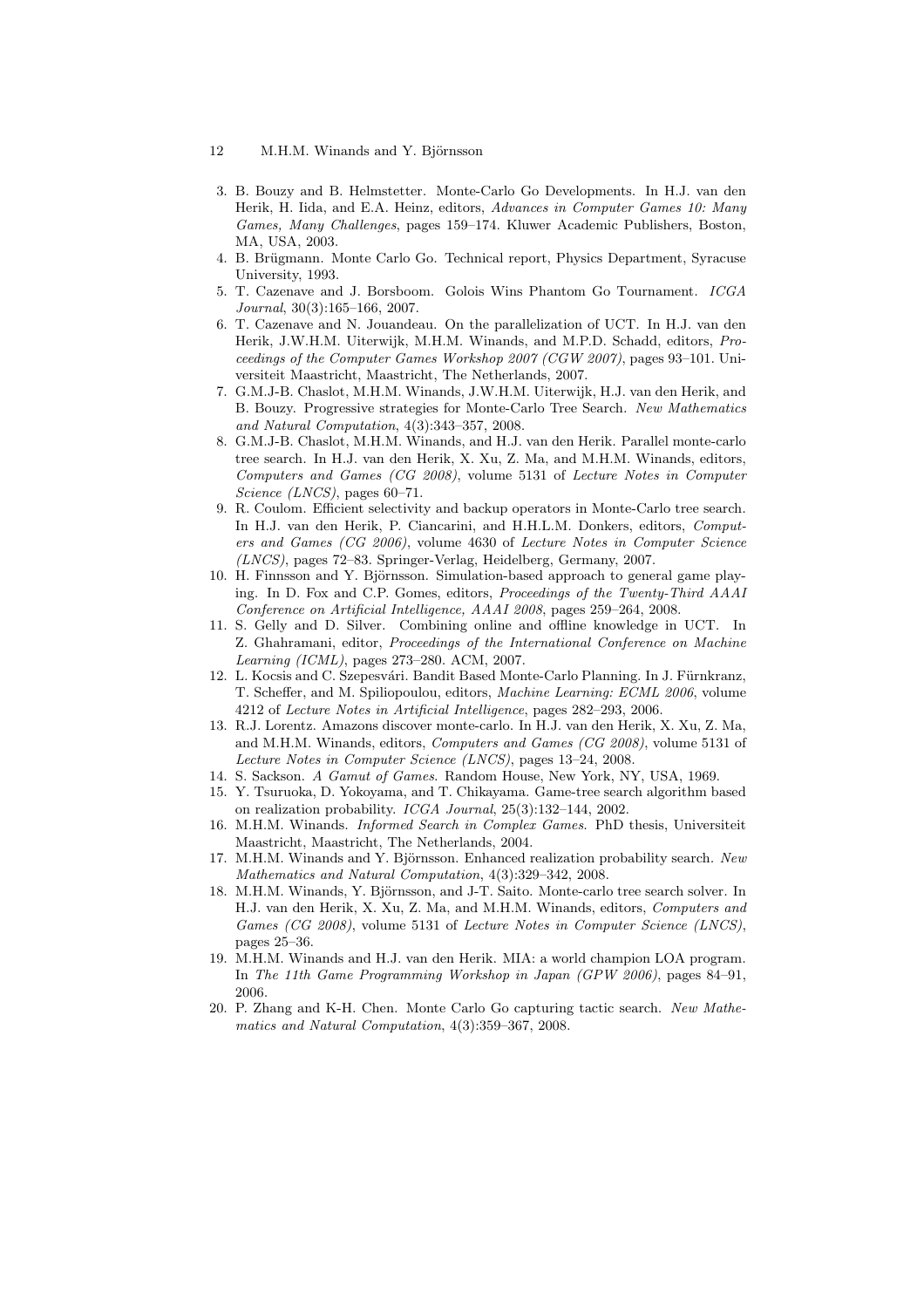3. B. Bouzy and B. Helmstetter. Monte-Carlo Go Developments. In H.J. van den Herik, H. Iida, and E.A. Heinz, editors, *Advances in Computer Games 10: Many Games, Many Challenges*, pages 159–174. Kluwer Academic Publishers, Boston, MA, USA, 2003.
4. B. Brügmann. Monte Carlo Go. Technical report, Physics Department, Syracuse University, 1993.
5. T. Cazenave and J. Borsboom. Golois Wins Phantom Go Tournament. *ICGA Journal*, 30(3):165–166, 2007.
6. T. Cazenave and N. Jouandeau. On the parallelization of UCT. In H.J. van den Herik, J.W.H.M. Uiterwijk, M.H.M. Winands, and M.P.D. Schadd, editors, *Proceedings of the Computer Games Workshop 2007 (CGW 2007)*, pages 93–101. Universiteit Maastricht, Maastricht, The Netherlands, 2007.
7. G.M.J-B. Chaslot, M.H.M. Winands, J.W.H.M. Uiterwijk, H.J. van den Herik, and B. Bouzy. Progressive strategies for Monte-Carlo Tree Search. *New Mathematics and Natural Computation*, 4(3):343–357, 2008.
8. G.M.J-B. Chaslot, M.H.M. Winands, and H.J. van den Herik. Parallel monte-carlo tree search. In H.J. van den Herik, X. Xu, Z. Ma, and M.H.M. Winands, editors, *Computers and Games (CG 2008)*, volume 5131 of *Lecture Notes in Computer Science (LNCS)*, pages 60–71.
9. R. Coulom. Efficient selectivity and backup operators in Monte-Carlo tree search. In H.J. van den Herik, P. Ciancarini, and H.H.L.M. Donkers, editors, *Computers and Games (CG 2006)*, volume 4630 of *Lecture Notes in Computer Science (LNCS)*, pages 72–83. Springer-Verlag, Heidelberg, Germany, 2007.
10. H. Finnsson and Y. Björnsson. Simulation-based approach to general game playing. In D. Fox and C.P. Gomes, editors, *Proceedings of the Twenty-Third AAAI Conference on Artificial Intelligence, AAAI 2008*, pages 259–264, 2008.
11. S. Gelly and D. Silver. Combining online and offline knowledge in UCT. In Z. Ghahramani, editor, *Proceedings of the International Conference on Machine Learning (ICML)*, pages 273–280. ACM, 2007.
12. L. Kocsis and C. Szepesvári. Bandit Based Monte-Carlo Planning. In J. Fürnkranz, T. Scheffer, and M. Spiliopoulou, editors, *Machine Learning: ECML 2006*, volume 4212 of *Lecture Notes in Artificial Intelligence*, pages 282–293, 2006.
13. R.J. Lorentz. Amazons discover monte-carlo. In H.J. van den Herik, X. Xu, Z. Ma, and M.H.M. Winands, editors, *Computers and Games (CG 2008)*, volume 5131 of *Lecture Notes in Computer Science (LNCS)*, pages 13–24, 2008.
14. S. Sackson. *A Gamut of Games*. Random House, New York, NY, USA, 1969.
15. Y. Tsuruoka, D. Yokoyama, and T. Chikayama. Game-tree search algorithm based on realization probability. *ICGA Journal*, 25(3):132–144, 2002.
16. M.H.M. Winands. *Informed Search in Complex Games*. PhD thesis, Universiteit Maastricht, Maastricht, The Netherlands, 2004.
17. M.H.M. Winands and Y. Björnsson. Enhanced realization probability search. *New Mathematics and Natural Computation*, 4(3):329–342, 2008.
18. M.H.M. Winands, Y. Björnsson, and J-T. Saito. Monte-carlo tree search solver. In H.J. van den Herik, X. Xu, Z. Ma, and M.H.M. Winands, editors, *Computers and Games (CG 2008)*, volume 5131 of *Lecture Notes in Computer Science (LNCS)*, pages 25–36.
19. M.H.M. Winands and H.J. van den Herik. MIA: a world champion LOA program. In *The 11th Game Programming Workshop in Japan (GPW 2006)*, pages 84–91, 2006.
20. P. Zhang and K-H. Chen. Monte Carlo Go capturing tactic search. *New Mathematics and Natural Computation*, 4(3):359–367, 2008.